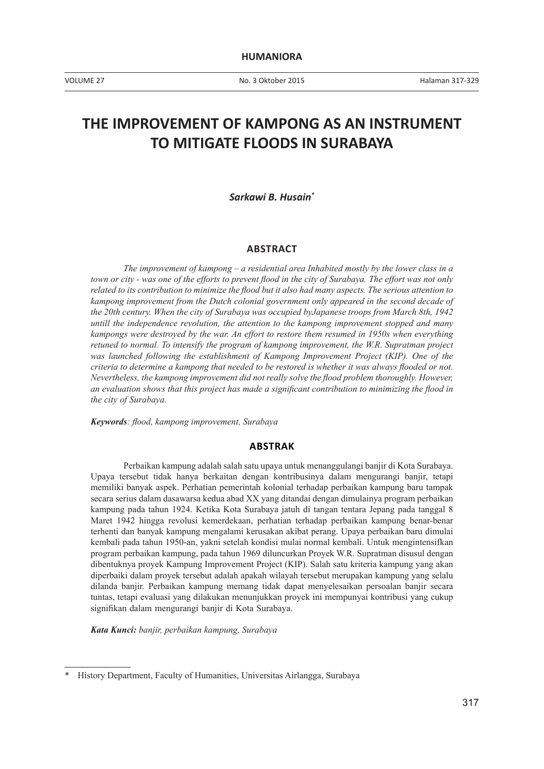# THE IMPROVEMENT OF KAMPONG AS AN INSTRUMENT TO MITIGATE FLOODS IN SURABAYA

***Sarkawi B. Husain****

## ABSTRACT

*The improvement of kampong – a residential area Inhabited mostly by the lower class in a town or city - was one of the efforts to prevent flood in the city of Surabaya. The effort was not only related to its contribution to minimize the flood but it also had many aspects. The serious attention to kampong improvement from the Dutch colonial government only appeared in the second decade of the 20th century. When the city of Surabaya was occupied byJapanese troops from March 8th, 1942 untill the independence revolution, the attention to the kampong improvement stopped and many kampongs were destroyed by the war. An effort to restore them resumed in 1950s when everything retuned to normal. To intensify the program of kampong improvement, the W.R. Supratman project was launched following the establishment of Kampong Improvement Project (KIP). One of the criteria to determine a kampong that needed to be restored is whether it was always flooded or not. Nevertheless, the kampong improvement did not really solve the flood problem thoroughly. However, an evaluation shows that this project has made a significant contribution to minimizing the flood in the city of Surabaya.*

***Keywords**: flood, kampong improvement, Surabaya*

## ABSTRAK

Perbaikan kampung adalah salah satu upaya untuk menanggulangi banjir di Kota Surabaya. Upaya tersebut tidak hanya berkaitan dengan kontribusinya dalam mengurangi banjir, tetapi memiliki banyak aspek. Perhatian pemerintah kolonial terhadap perbaikan kampung baru tampak secara serius dalam dasawarsa kedua abad XX yang ditandai dengan dimulainya program perbaikan kampung pada tahun 1924. Ketika Kota Surabaya jatuh di tangan tentara Jepang pada tanggal 8 Maret 1942 hingga revolusi kemerdekaan, perhatian terhadap perbaikan kampung benar-benar terhenti dan banyak kampung mengalami kerusakan akibat perang. Upaya perbaikan baru dimulai kembali pada tahun 1950-an, yakni setelah kondisi mulai normal kembali. Untuk mengintensifkan program perbaikan kampung, pada tahun 1969 diluncurkan Proyek W.R. Supratman disusul dengan dibentuknya proyek Kampung Improvement Project (KIP). Salah satu kriteria kampung yang akan diperbaiki dalam proyek tersebut adalah apakah wilayah tersebut merupakan kampung yang selalu dilanda banjir. Perbaikan kampung memang tidak dapat menyelesaikan persoalan banjir secara tuntas, tetapi evaluasi yang dilakukan menunjukkan proyek ini mempunyai kontribusi yang cukup signifikan dalam mengurangi banjir di Kota Surabaya.

***Kata Kunci:** banjir, perbaikan kampung, Surabaya*

---

\* History Department, Faculty of Humanities, Universitas Airlangga, Surabaya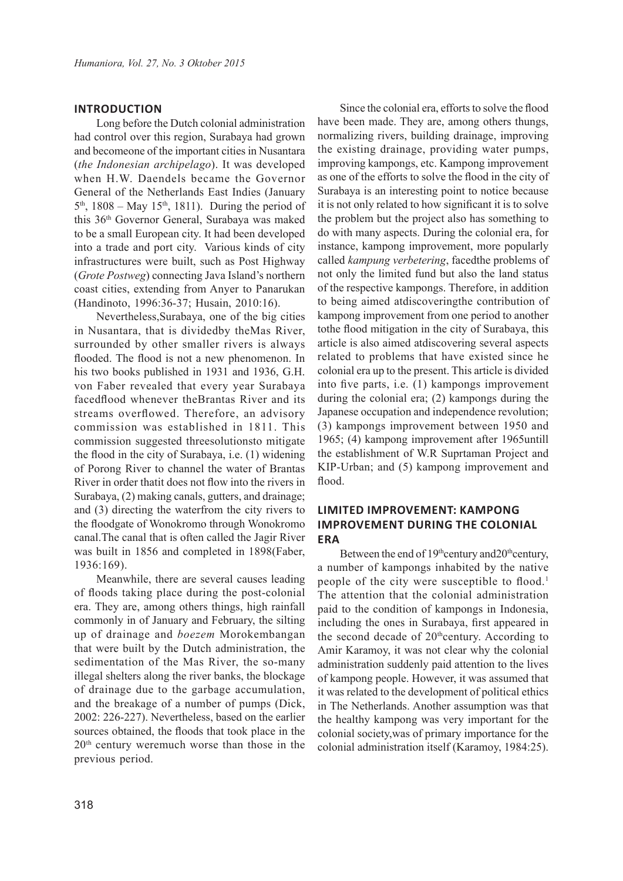## INTRODUCTION

Long before the Dutch colonial administration had control over this region, Surabaya had grown and becomeone of the important cities in Nusantara (*the Indonesian archipelago*). It was developed when H.W. Daendels became the Governor General of the Netherlands East Indies (January 5th, 1808 – May 15th, 1811). During the period of this 36th Governor General, Surabaya was maked to be a small European city. It had been developed into a trade and port city. Various kinds of city infrastructures were built, such as Post Highway (*Grote Postweg*) connecting Java Island's northern coast cities, extending from Anyer to Panarukan (Handinoto, 1996:36-37; Husain, 2010:16).

Nevertheless,Surabaya, one of the big cities in Nusantara, that is dividedby theMas River, surrounded by other smaller rivers is always flooded. The flood is not a new phenomenon. In his two books published in 1931 and 1936, G.H. von Faber revealed that every year Surabaya facedflood whenever theBrantas River and its streams overflowed. Therefore, an advisory commission was established in 1811. This commission suggested threesolutionsto mitigate the flood in the city of Surabaya, i.e. (1) widening of Porong River to channel the water of Brantas River in order thatit does not flow into the rivers in Surabaya, (2) making canals, gutters, and drainage; and (3) directing the waterfrom the city rivers to the floodgate of Wonokromo through Wonokromo canal.The canal that is often called the Jagir River was built in 1856 and completed in 1898(Faber, 1936:169).

Meanwhile, there are several causes leading of floods taking place during the post-colonial era. They are, among others things, high rainfall commonly in of January and February, the silting up of drainage and *boezem* Morokembangan that were built by the Dutch administration, the sedimentation of the Mas River, the so-many illegal shelters along the river banks, the blockage of drainage due to the garbage accumulation, and the breakage of a number of pumps (Dick, 2002: 226-227). Nevertheless, based on the earlier sources obtained, the floods that took place in the 20th century weremuch worse than those in the previous period.

Since the colonial era, efforts to solve the flood have been made. They are, among others thungs, normalizing rivers, building drainage, improving the existing drainage, providing water pumps, improving kampongs, etc. Kampong improvement as one of the efforts to solve the flood in the city of Surabaya is an interesting point to notice because it is not only related to how significant it is to solve the problem but the project also has something to do with many aspects. During the colonial era, for instance, kampong improvement, more popularly called *kampung verbetering*, facedthe problems of not only the limited fund but also the land status of the respective kampongs. Therefore, in addition to being aimed atdiscoveringthe contribution of kampong improvement from one period to another tothe flood mitigation in the city of Surabaya, this article is also aimed atdiscovering several aspects related to problems that have existed since he colonial era up to the present. This article is divided into five parts, i.e. (1) kampongs improvement during the colonial era; (2) kampongs during the Japanese occupation and independence revolution; (3) kampongs improvement between 1950 and 1965; (4) kampong improvement after 1965untill the establishment of W.R Suprtaman Project and KIP-Urban; and (5) kampong improvement and flood.

## LIMITED IMPROVEMENT: KAMPONG IMPROVEMENT DURING THE COLONIAL ERA

Between the end of 19thcentury and20thcentury, a number of kampongs inhabited by the native people of the city were susceptible to flood.[1] The attention that the colonial administration paid to the condition of kampongs in Indonesia, including the ones in Surabaya, first appeared in the second decade of 20thcentury. According to Amir Karamoy, it was not clear why the colonial administration suddenly paid attention to the lives of kampong people. However, it was assumed that it was related to the development of political ethics in The Netherlands. Another assumption was that the healthy kampong was very important for the colonial society,was of primary importance for the colonial administration itself (Karamoy, 1984:25).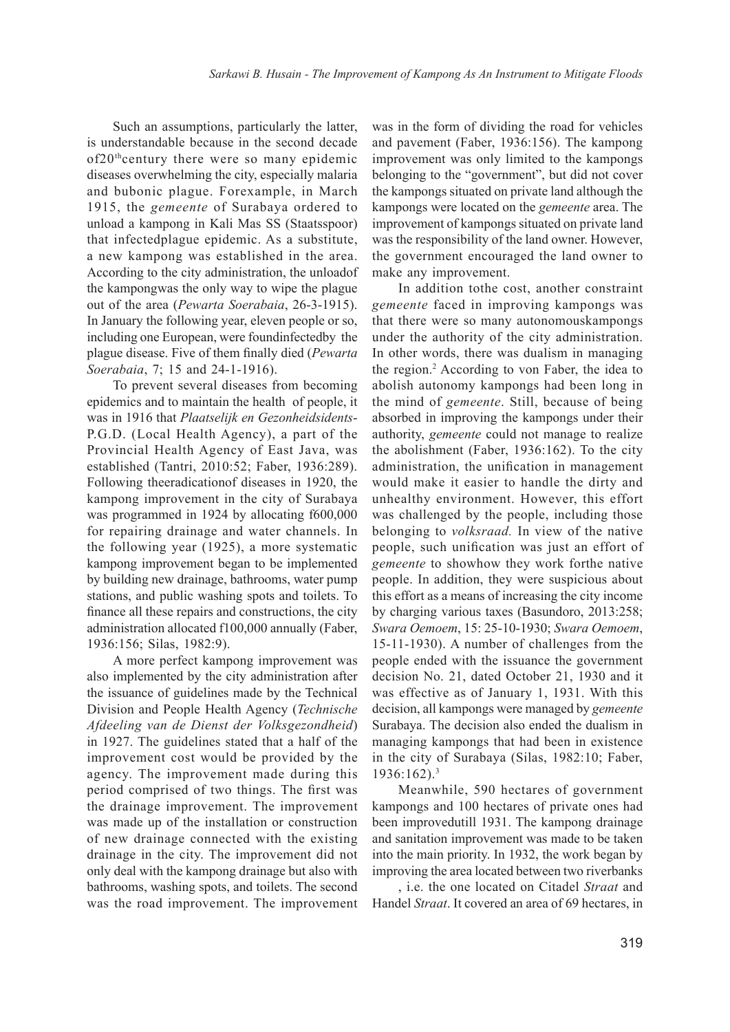Such an assumptions, particularly the latter, is understandable because in the second decade of20[th]century there were so many epidemic diseases overwhelming the city, especially malaria and bubonic plague. Forexample, in March 1915, the *gemeente* of Surabaya ordered to unload a kampong in Kali Mas SS (Staatsspoor) that infectedplague epidemic. As a substitute, a new kampong was established in the area. According to the city administration, the unloadof the kampongwas the only way to wipe the plague out of the area (*Pewarta Soerabaia*, 26-3-1915). In January the following year, eleven people or so, including one European, were foundinfectedby the plague disease. Five of them finally died (*Pewarta Soerabaia*, 7; 15 and 24-1-1916).

To prevent several diseases from becoming epidemics and to maintain the health of people, it was in 1916 that *Plaatselijk en Gezonheidsidents*-P.G.D. (Local Health Agency), a part of the Provincial Health Agency of East Java, was established (Tantri, 2010:52; Faber, 1936:289). Following theeradicationof diseases in 1920, the kampong improvement in the city of Surabaya was programmed in 1924 by allocating f600,000 for repairing drainage and water channels. In the following year (1925), a more systematic kampong improvement began to be implemented by building new drainage, bathrooms, water pump stations, and public washing spots and toilets. To finance all these repairs and constructions, the city administration allocated f100,000 annually (Faber, 1936:156; Silas, 1982:9).

A more perfect kampong improvement was also implemented by the city administration after the issuance of guidelines made by the Technical Division and People Health Agency (*Technische Afdeeling van de Dienst der Volksgezondheid*) in 1927. The guidelines stated that a half of the improvement cost would be provided by the agency. The improvement made during this period comprised of two things. The first was the drainage improvement. The improvement was made up of the installation or construction of new drainage connected with the existing drainage in the city. The improvement did not only deal with the kampong drainage but also with bathrooms, washing spots, and toilets. The second was the road improvement. The improvement was in the form of dividing the road for vehicles and pavement (Faber, 1936:156). The kampong improvement was only limited to the kampongs belonging to the "government", but did not cover the kampongs situated on private land although the kampongs were located on the *gemeente* area. The improvement of kampongs situated on private land was the responsibility of the land owner. However, the government encouraged the land owner to make any improvement.

In addition tothe cost, another constraint *gemeente* faced in improving kampongs was that there were so many autonomouskampongs under the authority of the city administration. In other words, there was dualism in managing the region.[2] According to von Faber, the idea to abolish autonomy kampongs had been long in the mind of *gemeente*. Still, because of being absorbed in improving the kampongs under their authority, *gemeente* could not manage to realize the abolishment (Faber, 1936:162). To the city administration, the unification in management would make it easier to handle the dirty and unhealthy environment. However, this effort was challenged by the people, including those belonging to *volksraad.* In view of the native people, such unification was just an effort of *gemeente* to showhow they work forthe native people. In addition, they were suspicious about this effort as a means of increasing the city income by charging various taxes (Basundoro, 2013:258; *Swara Oemoem*, 15: 25-10-1930; *Swara Oemoem*, 15-11-1930). A number of challenges from the people ended with the issuance the government decision No. 21, dated October 21, 1930 and it was effective as of January 1, 1931. With this decision, all kampongs were managed by *gemeente* Surabaya. The decision also ended the dualism in managing kampongs that had been in existence in the city of Surabaya (Silas, 1982:10; Faber, 1936:162).[3]

Meanwhile, 590 hectares of government kampongs and 100 hectares of private ones had been improvedutill 1931. The kampong drainage and sanitation improvement was made to be taken into the main priority. In 1932, the work began by improving the area located between two riverbanks , i.e. the one located on Citadel *Straat* and Handel *Straat*. It covered an area of 69 hectares, in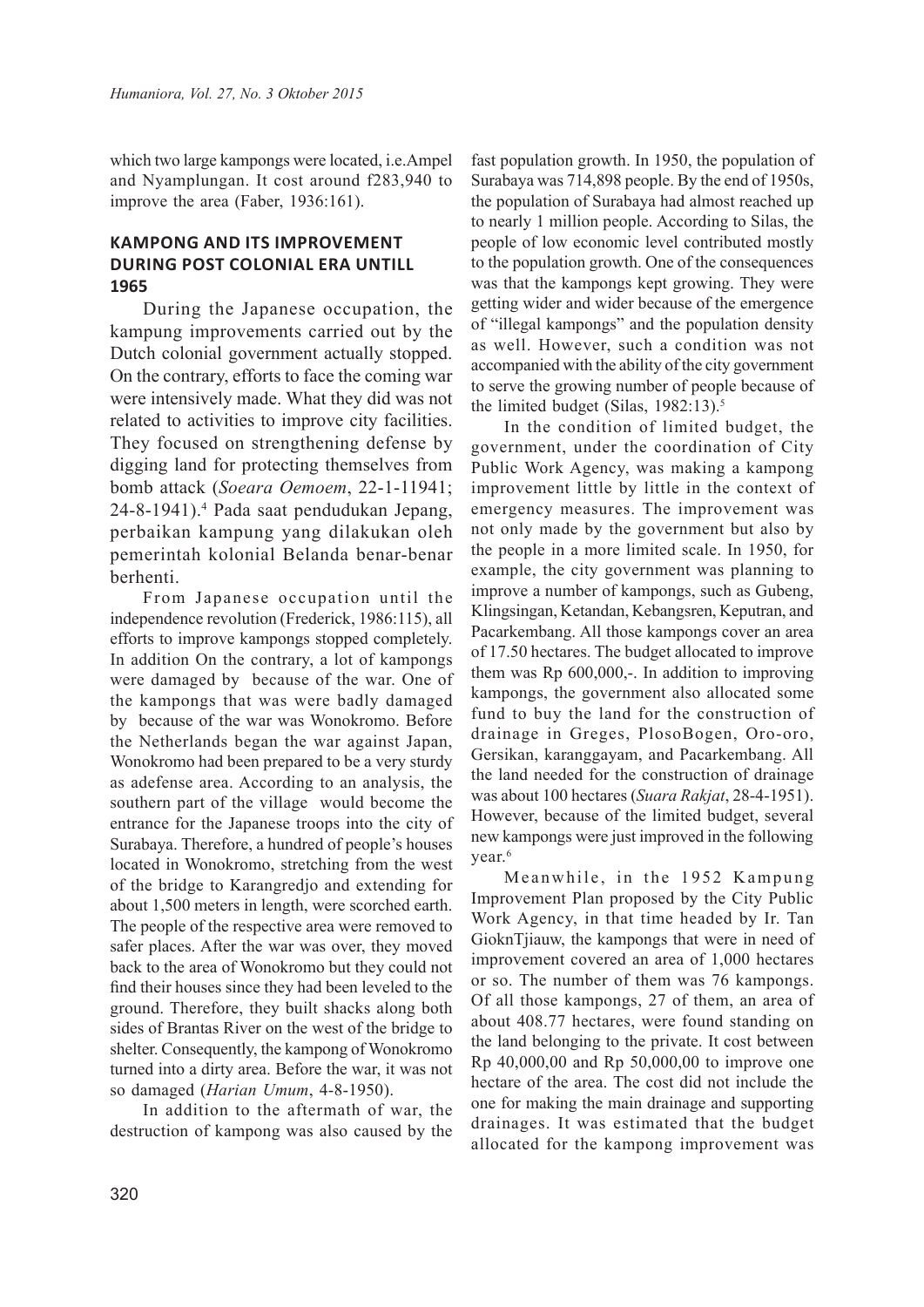which two large kampongs were located, i.e.Ampel and Nyamplungan. It cost around f283,940 to improve the area (Faber, 1936:161).

## KAMPONG AND ITS IMPROVEMENT DURING POST COLONIAL ERA UNTILL 1965

During the Japanese occupation, the kampung improvements carried out by the Dutch colonial government actually stopped. On the contrary, efforts to face the coming war were intensively made. What they did was not related to activities to improve city facilities. They focused on strengthening defense by digging land for protecting themselves from bomb attack (*Soeara Oemoem*, 22-1-11941; 24-8-1941).[4] Pada saat pendudukan Jepang, perbaikan kampung yang dilakukan oleh pemerintah kolonial Belanda benar-benar berhenti.

From Japanese occupation until the independence revolution (Frederick, 1986:115), all efforts to improve kampongs stopped completely. In addition On the contrary, a lot of kampongs were damaged by because of the war. One of the kampongs that was were badly damaged by because of the war was Wonokromo. Before the Netherlands began the war against Japan, Wonokromo had been prepared to be a very sturdy as adefense area. According to an analysis, the southern part of the village would become the entrance for the Japanese troops into the city of Surabaya. Therefore, a hundred of people's houses located in Wonokromo, stretching from the west of the bridge to Karangredjo and extending for about 1,500 meters in length, were scorched earth. The people of the respective area were removed to safer places. After the war was over, they moved back to the area of Wonokromo but they could not find their houses since they had been leveled to the ground. Therefore, they built shacks along both sides of Brantas River on the west of the bridge to shelter. Consequently, the kampong of Wonokromo turned into a dirty area. Before the war, it was not so damaged (*Harian Umum*, 4-8-1950).

In addition to the aftermath of war, the destruction of kampong was also caused by the fast population growth. In 1950, the population of Surabaya was 714,898 people. By the end of 1950s, the population of Surabaya had almost reached up to nearly 1 million people. According to Silas, the people of low economic level contributed mostly to the population growth. One of the consequences was that the kampongs kept growing. They were getting wider and wider because of the emergence of "illegal kampongs" and the population density as well. However, such a condition was not accompanied with the ability of the city government to serve the growing number of people because of the limited budget (Silas, 1982:13).[5]

In the condition of limited budget, the government, under the coordination of City Public Work Agency, was making a kampong improvement little by little in the context of emergency measures. The improvement was not only made by the government but also by the people in a more limited scale. In 1950, for example, the city government was planning to improve a number of kampongs, such as Gubeng, Klingsingan, Ketandan, Kebangsren, Keputran, and Pacarkembang. All those kampongs cover an area of 17.50 hectares. The budget allocated to improve them was Rp 600,000,-. In addition to improving kampongs, the government also allocated some fund to buy the land for the construction of drainage in Greges, PlosoBogen, Oro-oro, Gersikan, karanggayam, and Pacarkembang. All the land needed for the construction of drainage was about 100 hectares (*Suara Rakjat*, 28-4-1951). However, because of the limited budget, several new kampongs were just improved in the following year.[6]

Meanwhile, in the 1952 Kampung Improvement Plan proposed by the City Public Work Agency, in that time headed by Ir. Tan GioknTjiauw, the kampongs that were in need of improvement covered an area of 1,000 hectares or so. The number of them was 76 kampongs. Of all those kampongs, 27 of them, an area of about 408.77 hectares, were found standing on the land belonging to the private. It cost between Rp 40,000,00 and Rp 50,000,00 to improve one hectare of the area. The cost did not include the one for making the main drainage and supporting drainages. It was estimated that the budget allocated for the kampong improvement was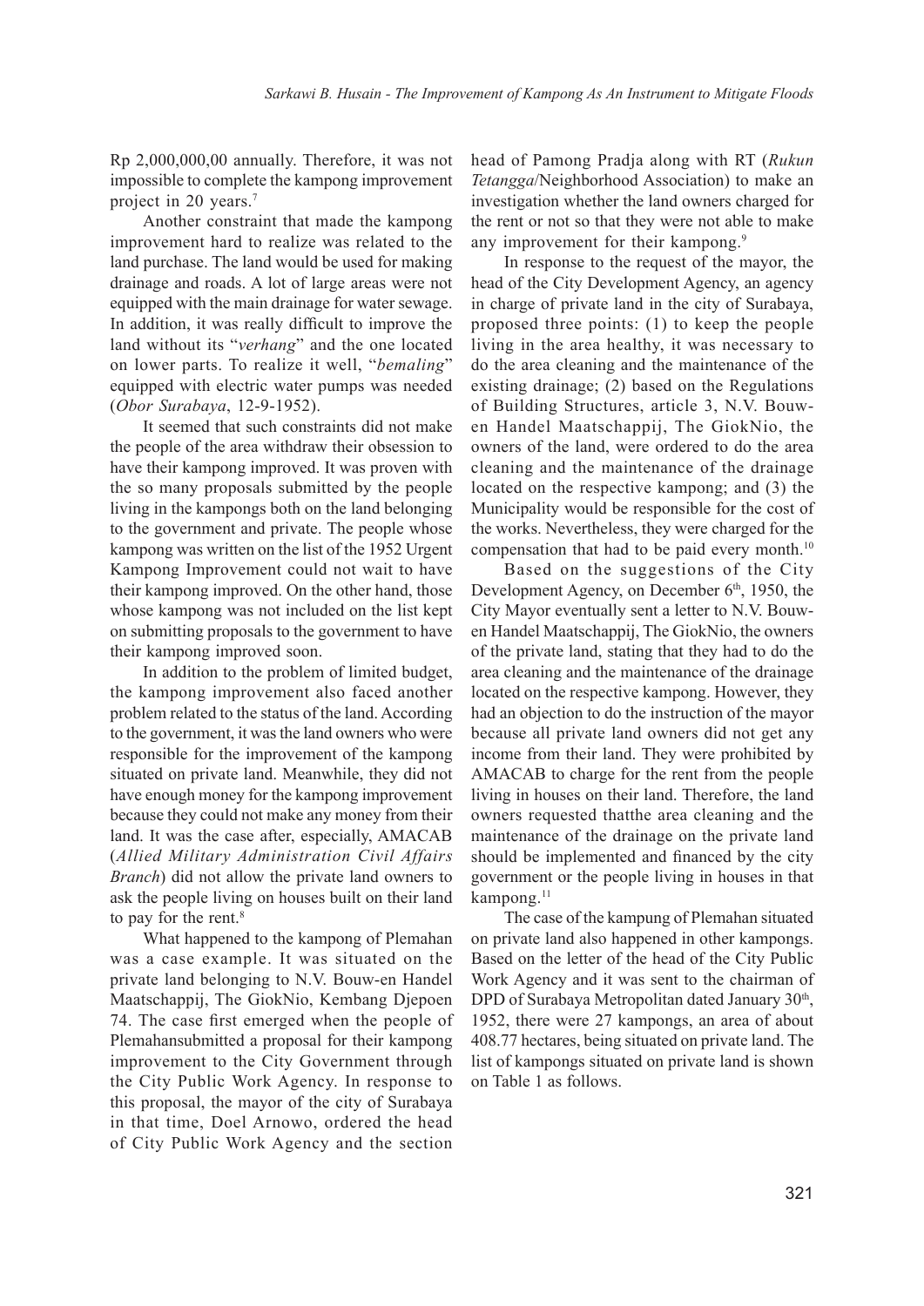Rp 2,000,000,00 annually. Therefore, it was not impossible to complete the kampong improvement project in 20 years.[7]

Another constraint that made the kampong improvement hard to realize was related to the land purchase. The land would be used for making drainage and roads. A lot of large areas were not equipped with the main drainage for water sewage. In addition, it was really difficult to improve the land without its "*verhang*" and the one located on lower parts. To realize it well, "*bemaling*" equipped with electric water pumps was needed (*Obor Surabaya*, 12-9-1952).

It seemed that such constraints did not make the people of the area withdraw their obsession to have their kampong improved. It was proven with the so many proposals submitted by the people living in the kampongs both on the land belonging to the government and private. The people whose kampong was written on the list of the 1952 Urgent Kampong Improvement could not wait to have their kampong improved. On the other hand, those whose kampong was not included on the list kept on submitting proposals to the government to have their kampong improved soon.

In addition to the problem of limited budget, the kampong improvement also faced another problem related to the status of the land. According to the government, it was the land owners who were responsible for the improvement of the kampong situated on private land. Meanwhile, they did not have enough money for the kampong improvement because they could not make any money from their land. It was the case after, especially, AMACAB (*Allied Military Administration Civil Affairs Branch*) did not allow the private land owners to ask the people living on houses built on their land to pay for the rent.[8]

What happened to the kampong of Plemahan was a case example. It was situated on the private land belonging to N.V. Bouw-en Handel Maatschappij, The GiokNio, Kembang Djepoen 74. The case first emerged when the people of Plemahansubmitted a proposal for their kampong improvement to the City Government through the City Public Work Agency. In response to this proposal, the mayor of the city of Surabaya in that time, Doel Arnowo, ordered the head of City Public Work Agency and the section head of Pamong Pradja along with RT (*Rukun Tetangga*/Neighborhood Association) to make an investigation whether the land owners charged for the rent or not so that they were not able to make any improvement for their kampong.[9]

In response to the request of the mayor, the head of the City Development Agency, an agency in charge of private land in the city of Surabaya, proposed three points: (1) to keep the people living in the area healthy, it was necessary to do the area cleaning and the maintenance of the existing drainage; (2) based on the Regulations of Building Structures, article 3, N.V. Bouw-en Handel Maatschappij, The GiokNio, the owners of the land, were ordered to do the area cleaning and the maintenance of the drainage located on the respective kampong; and (3) the Municipality would be responsible for the cost of the works. Nevertheless, they were charged for the compensation that had to be paid every month.[10]

Based on the suggestions of the City Development Agency, on December 6th, 1950, the City Mayor eventually sent a letter to N.V. Bouw-en Handel Maatschappij, The GiokNio, the owners of the private land, stating that they had to do the area cleaning and the maintenance of the drainage located on the respective kampong. However, they had an objection to do the instruction of the mayor because all private land owners did not get any income from their land. They were prohibited by AMACAB to charge for the rent from the people living in houses on their land. Therefore, the land owners requested thatthe area cleaning and the maintenance of the drainage on the private land should be implemented and financed by the city government or the people living in houses in that kampong.[11]

The case of the kampung of Plemahan situated on private land also happened in other kampongs. Based on the letter of the head of the City Public Work Agency and it was sent to the chairman of DPD of Surabaya Metropolitan dated January 30th, 1952, there were 27 kampongs, an area of about 408.77 hectares, being situated on private land. The list of kampongs situated on private land is shown on Table 1 as follows.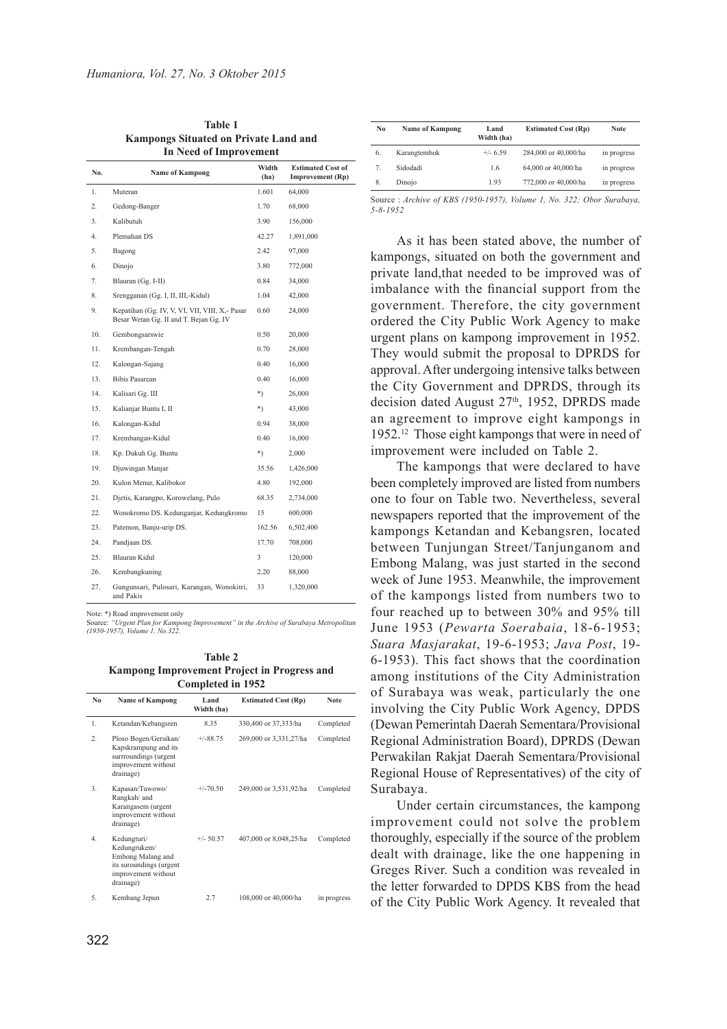**Table 1**
**Kampongs Situated on Private Land and In Need of Improvement**

| No. | Name of Kampong | Width (ha) | Estimated Cost of Improvement (Rp) |
|---|---|---|---|
| 1. | Muteran | 1.601 | 64,000 |
| 2. | Gedong-Banger | 1.70 | 68,000 |
| 3. | Kalibutuh | 3.90 | 156,000 |
| 4. | Plemahan DS | 42.27 | 1,891,000 |
| 5. | Bagong | 2.42 | 97,000 |
| 6. | Dinojo | 3.80 | 772,000 |
| 7. | Blauran (Gg. I-II) | 0.84 | 34,000 |
| 8. | Srengganan (Gg. I, II, III,-Kidul) | 1.04 | 42,000 |
| 9. | Kepatihan (Gg. IV, V, VI, VII, VIII, X,- Pasar Besar Wetan Gg. II and T. Bejan Gg. IV | 0.60 | 24,000 |
| 10. | Gembongsarswie | 0.50 | 20,000 |
| 11. | Krembangan-Tengah | 0.70 | 28,000 |
| 12. | Kalongan-Sajang | 0.40 | 16,000 |
| 13. | Bibis Pasarean | 0.40 | 16,000 |
| 14. | Kalisari Gg. III | *) | 26,000 |
| 15. | Kalianjar Buntu I, II | *) | 43,000 |
| 16. | Kalongan-Kidul | 0.94 | 38,000 |
| 17. | Krembangan-Kidul | 0.40 | 16,000 |
| 18. | Kp. Dukuh Gg. Buntu | *) | 2,000 |
| 19. | Djuwingan Manjar | 35.56 | 1,426,000 |
| 20. | Kulon Menur, Kalibokor | 4.80 | 192,000 |
| 21. | Djetis, Karangpo, Korowelang, Pulo | 68.35 | 2,734,000 |
| 22. | Wonokromo DS. Kedunganjar, Kedungkromo | 15 | 600,000 |
| 23. | Patemon, Banju-urip DS. | 162.56 | 6,502,400 |
| 24. | Pandjaan DS. | 17.70 | 708,000 |
| 25. | Blauran Kidul | 3 | 120,000 |
| 26. | Kembangkuning | 2.20 | 88,000 |
| 27. | Gungunsari, Pulosari, Karangan, Wonokitri, and Pakis | 33 | 1,320,000 |

Note: *) Road improvement only
Source: *"Urgent Plan for Kampong Improvement" in the Archive of Surabaya Metropolitan (1950-1957), Volume 1, No.322.*

**Table 2**
**Kampong Improvement Project in Progress and Completed in 1952**

| No | Name of Kampong | Land Width (ha) | Estimated Cost (Rp) | Note |
|---|---|---|---|---|
| 1. | Ketandan/Kebangsren | 8.35 | 330,400 or 37,333/ha | Completed |
| 2. | Ploso Bogen/Gersikan/ Kapskrampung and its surrroundings (urgent improvement without drainage) | +/-88.75 | 269,000 or 3,331,27/ha | Completed |
| 3. | Kapasan/Tuwowo/ Rangkah/ and Karangasem (urgent improvement without drainage) | +/-70.50 | 249,000 or 3,531,92/ha | Completed |
| 4. | Kedungturi/ Kedungrukem/ Embong Malang and its suroundings (urgent improvement without drainage) | +/- 50.57 | 407,000 or 8,048,25/ha | Completed |
| 5. | Kembang Jepun | 2.7 | 108,000 or 40,000/ha | in progress |
| 6. | Karangtembok | +/- 6.59 | 284,000 or 40,000/ha | in progress |
| 7. | Sidodadi | 1.6 | 64,000 or 40,000/ha | in progress |
| 8. | Dinojo | 1.93 | 772,000 or 40,000/ha | in progress |

Source : *Archive of KBS (1950-1957), Volume 1, No. 322; Obor Surabaya, 5-8-1952*

As it has been stated above, the number of kampongs, situated on both the government and private land,that needed to be improved was of imbalance with the financial support from the government. Therefore, the city government ordered the City Public Work Agency to make urgent plans on kampong improvement in 1952. They would submit the proposal to DPRDS for approval. After undergoing intensive talks between the City Government and DPRDS, through its decision dated August 27th, 1952, DPRDS made an agreement to improve eight kampongs in 1952.[12] Those eight kampongs that were in need of improvement were included on Table 2.

The kampongs that were declared to have been completely improved are listed from numbers one to four on Table two. Nevertheless, several newspapers reported that the improvement of the kampongs Ketandan and Kebangsren, located between Tunjungan Street/Tanjunganom and Embong Malang, was just started in the second week of June 1953. Meanwhile, the improvement of the kampongs listed from numbers two to four reached up to between 30% and 95% till June 1953 (*Pewarta Soerabaia*, 18-6-1953; *Suara Masjarakat*, 19-6-1953; *Java Post*, 19-6-1953). This fact shows that the coordination among institutions of the City Administration of Surabaya was weak, particularly the one involving the City Public Work Agency, DPDS (Dewan Pemerintah Daerah Sementara/Provisional Regional Administration Board), DPRDS (Dewan Perwakilan Rakjat Daerah Sementara/Provisional Regional House of Representatives) of the city of Surabaya.

Under certain circumstances, the kampong improvement could not solve the problem thoroughly, especially if the source of the problem dealt with drainage, like the one happening in Greges River. Such a condition was revealed in the letter forwarded to DPDS KBS from the head of the City Public Work Agency. It revealed that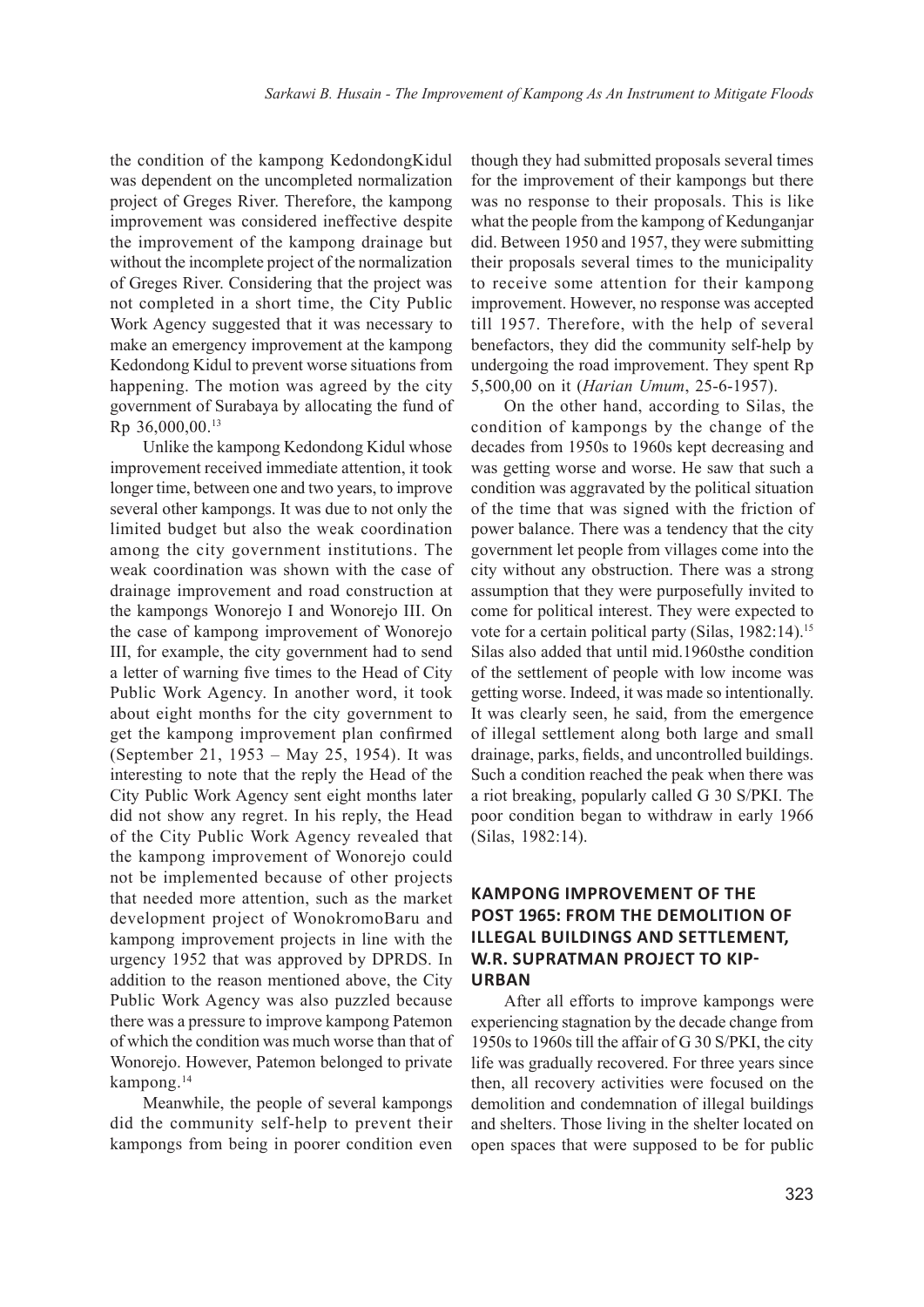the condition of the kampong KedondongKidul was dependent on the uncompleted normalization project of Greges River. Therefore, the kampong improvement was considered ineffective despite the improvement of the kampong drainage but without the incomplete project of the normalization of Greges River. Considering that the project was not completed in a short time, the City Public Work Agency suggested that it was necessary to make an emergency improvement at the kampong Kedondong Kidul to prevent worse situations from happening. The motion was agreed by the city government of Surabaya by allocating the fund of Rp 36,000,00.[13]

Unlike the kampong Kedondong Kidul whose improvement received immediate attention, it took longer time, between one and two years, to improve several other kampongs. It was due to not only the limited budget but also the weak coordination among the city government institutions. The weak coordination was shown with the case of drainage improvement and road construction at the kampongs Wonorejo I and Wonorejo III. On the case of kampong improvement of Wonorejo III, for example, the city government had to send a letter of warning five times to the Head of City Public Work Agency. In another word, it took about eight months for the city government to get the kampong improvement plan confirmed (September 21, 1953 – May 25, 1954). It was interesting to note that the reply the Head of the City Public Work Agency sent eight months later did not show any regret. In his reply, the Head of the City Public Work Agency revealed that the kampong improvement of Wonorejo could not be implemented because of other projects that needed more attention, such as the market development project of WonokromoBaru and kampong improvement projects in line with the urgency 1952 that was approved by DPRDS. In addition to the reason mentioned above, the City Public Work Agency was also puzzled because there was a pressure to improve kampong Patemon of which the condition was much worse than that of Wonorejo. However, Patemon belonged to private kampong.[14]

Meanwhile, the people of several kampongs did the community self-help to prevent their kampongs from being in poorer condition even though they had submitted proposals several times for the improvement of their kampongs but there was no response to their proposals. This is like what the people from the kampong of Kedunganjar did. Between 1950 and 1957, they were submitting their proposals several times to the municipality to receive some attention for their kampong improvement. However, no response was accepted till 1957. Therefore, with the help of several benefactors, they did the community self-help by undergoing the road improvement. They spent Rp 5,500,00 on it (*Harian Umum*, 25-6-1957).

On the other hand, according to Silas, the condition of kampongs by the change of the decades from 1950s to 1960s kept decreasing and was getting worse and worse. He saw that such a condition was aggravated by the political situation of the time that was signed with the friction of power balance. There was a tendency that the city government let people from villages come into the city without any obstruction. There was a strong assumption that they were purposefully invited to come for political interest. They were expected to vote for a certain political party (Silas, 1982:14).[15] Silas also added that until mid.1960sthe condition of the settlement of people with low income was getting worse. Indeed, it was made so intentionally. It was clearly seen, he said, from the emergence of illegal settlement along both large and small drainage, parks, fields, and uncontrolled buildings. Such a condition reached the peak when there was a riot breaking, popularly called G 30 S/PKI. The poor condition began to withdraw in early 1966 (Silas, 1982:14).

## KAMPONG IMPROVEMENT OF THE POST 1965: FROM THE DEMOLITION OF ILLEGAL BUILDINGS AND SETTLEMENT, W.R. SUPRATMAN PROJECT TO KIP-URBAN

After all efforts to improve kampongs were experiencing stagnation by the decade change from 1950s to 1960s till the affair of G 30 S/PKI, the city life was gradually recovered. For three years since then, all recovery activities were focused on the demolition and condemnation of illegal buildings and shelters. Those living in the shelter located on open spaces that were supposed to be for public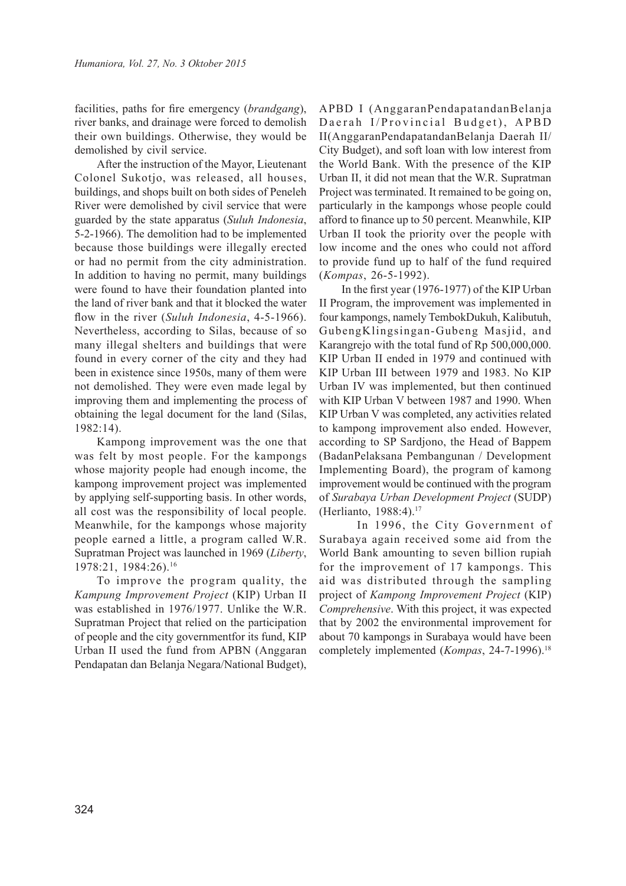facilities, paths for fire emergency (*brandgang*), river banks, and drainage were forced to demolish their own buildings. Otherwise, they would be demolished by civil service.

After the instruction of the Mayor, Lieutenant Colonel Sukotjo, was released, all houses, buildings, and shops built on both sides of Peneleh River were demolished by civil service that were guarded by the state apparatus (*Suluh Indonesia*, 5-2-1966). The demolition had to be implemented because those buildings were illegally erected or had no permit from the city administration. In addition to having no permit, many buildings were found to have their foundation planted into the land of river bank and that it blocked the water flow in the river (*Suluh Indonesia*, 4-5-1966). Nevertheless, according to Silas, because of so many illegal shelters and buildings that were found in every corner of the city and they had been in existence since 1950s, many of them were not demolished. They were even made legal by improving them and implementing the process of obtaining the legal document for the land (Silas, 1982:14).

Kampong improvement was the one that was felt by most people. For the kampongs whose majority people had enough income, the kampong improvement project was implemented by applying self-supporting basis. In other words, all cost was the responsibility of local people. Meanwhile, for the kampongs whose majority people earned a little, a program called W.R. Supratman Project was launched in 1969 (*Liberty*, 1978:21, 1984:26).[16]

To improve the program quality, the *Kampung Improvement Project* (KIP) Urban II was established in 1976/1977. Unlike the W.R. Supratman Project that relied on the participation of people and the city governmentfor its fund, KIP Urban II used the fund from APBN (Anggaran Pendapatan dan Belanja Negara/National Budget), APBD I (AnggaranPendapatandanBelanja Daerah I/Provincial Budget), APBD II(AnggaranPendapatandanBelanja Daerah II/ City Budget), and soft loan with low interest from the World Bank. With the presence of the KIP Urban II, it did not mean that the W.R. Supratman Project was terminated. It remained to be going on, particularly in the kampongs whose people could afford to finance up to 50 percent. Meanwhile, KIP Urban II took the priority over the people with low income and the ones who could not afford to provide fund up to half of the fund required (*Kompas*, 26-5-1992).

In the first year (1976-1977) of the KIP Urban II Program, the improvement was implemented in four kampongs, namely TembokDukuh, Kalibutuh, GubengKlingsingan-Gubeng Masjid, and Karangrejo with the total fund of Rp 500,000,000. KIP Urban II ended in 1979 and continued with KIP Urban III between 1979 and 1983. No KIP Urban IV was implemented, but then continued with KIP Urban V between 1987 and 1990. When KIP Urban V was completed, any activities related to kampong improvement also ended. However, according to SP Sardjono, the Head of Bappem (BadanPelaksana Pembangunan / Development Implementing Board), the program of kamong improvement would be continued with the program of *Surabaya Urban Development Project* (SUDP) (Herlianto, 1988:4).[17]

In 1996, the City Government of Surabaya again received some aid from the World Bank amounting to seven billion rupiah for the improvement of 17 kampongs. This aid was distributed through the sampling project of *Kampong Improvement Project* (KIP) *Comprehensive*. With this project, it was expected that by 2002 the environmental improvement for about 70 kampongs in Surabaya would have been completely implemented (*Kompas*, 24-7-1996).[18]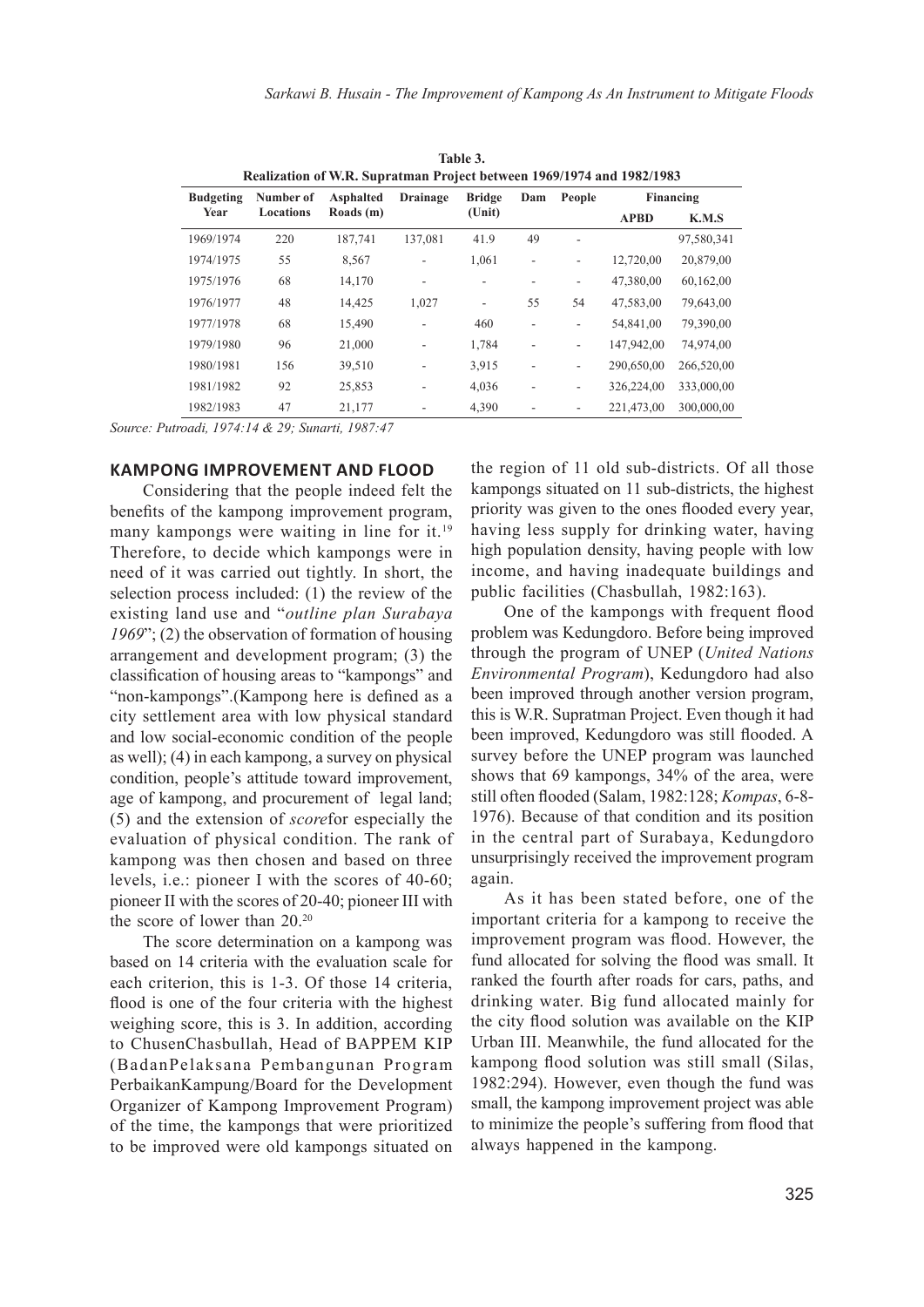**Table 3.**
**Realization of W.R. Supratman Project between 1969/1974 and 1982/1983**

| Budgeting Year | Number of Locations | Asphalted Roads (m) | Drainage | Bridge (Unit) | Dam | People | Financing | |
|---|---|---|---|---|---|---|---|---|
| | | | | | | | APBD | K.M.S |
| 1969/1974 | 220 | 187,741 | 137,081 | 41.9 | 49 | - | | 97,580,341 |
| 1974/1975 | 55 | 8,567 | - | 1,061 | - | - | 12,720,00 | 20,879,00 |
| 1975/1976 | 68 | 14,170 | - | - | - | - | 47,380,00 | 60,162,00 |
| 1976/1977 | 48 | 14,425 | 1,027 | - | 55 | 54 | 47,583,00 | 79,643,00 |
| 1977/1978 | 68 | 15,490 | - | 460 | - | - | 54,841,00 | 79,390,00 |
| 1979/1980 | 96 | 21,000 | - | 1,784 | - | - | 147,942,00 | 74,974,00 |
| 1980/1981 | 156 | 39,510 | - | 3,915 | - | - | 290,650,00 | 266,520,00 |
| 1981/1982 | 92 | 25,853 | - | 4,036 | - | - | 326,224,00 | 333,000,00 |
| 1982/1983 | 47 | 21,177 | - | 4,390 | - | - | 221,473,00 | 300,000,00 |

*Source: Putroadi, 1974:14 & 29; Sunarti, 1987:47*

## KAMPONG IMPROVEMENT AND FLOOD

Considering that the people indeed felt the benefits of the kampong improvement program, many kampongs were waiting in line for it.[19] Therefore, to decide which kampongs were in need of it was carried out tightly. In short, the selection process included: (1) the review of the existing land use and "*outline plan Surabaya 1969*"; (2) the observation of formation of housing arrangement and development program; (3) the classification of housing areas to "kampongs" and "non-kampongs".(Kampong here is defined as a city settlement area with low physical standard and low social-economic condition of the people as well); (4) in each kampong, a survey on physical condition, people's attitude toward improvement, age of kampong, and procurement of legal land; (5) and the extension of *score*for especially the evaluation of physical condition. The rank of kampong was then chosen and based on three levels, i.e.: pioneer I with the scores of 40-60; pioneer II with the scores of 20-40; pioneer III with the score of lower than 20.[20]

The score determination on a kampong was based on 14 criteria with the evaluation scale for each criterion, this is 1-3. Of those 14 criteria, flood is one of the four criteria with the highest weighing score, this is 3. In addition, according to ChusenChasbullah, Head of BAPPEM KIP (BadanPelaksana Pembangunan Program PerbaikanKampung/Board for the Development Organizer of Kampong Improvement Program) of the time, the kampongs that were prioritized to be improved were old kampongs situated on the region of 11 old sub-districts. Of all those kampongs situated on 11 sub-districts, the highest priority was given to the ones flooded every year, having less supply for drinking water, having high population density, having people with low income, and having inadequate buildings and public facilities (Chasbullah, 1982:163).

One of the kampongs with frequent flood problem was Kedungdoro. Before being improved through the program of UNEP (*United Nations Environmental Program*), Kedungdoro had also been improved through another version program, this is W.R. Supratman Project. Even though it had been improved, Kedungdoro was still flooded. A survey before the UNEP program was launched shows that 69 kampongs, 34% of the area, were still often flooded (Salam, 1982:128; *Kompas*, 6-8-1976). Because of that condition and its position in the central part of Surabaya, Kedungdoro unsurprisingly received the improvement program again.

As it has been stated before, one of the important criteria for a kampong to receive the improvement program was flood. However, the fund allocated for solving the flood was small. It ranked the fourth after roads for cars, paths, and drinking water. Big fund allocated mainly for the city flood solution was available on the KIP Urban III. Meanwhile, the fund allocated for the kampong flood solution was still small (Silas, 1982:294). However, even though the fund was small, the kampong improvement project was able to minimize the people's suffering from flood that always happened in the kampong.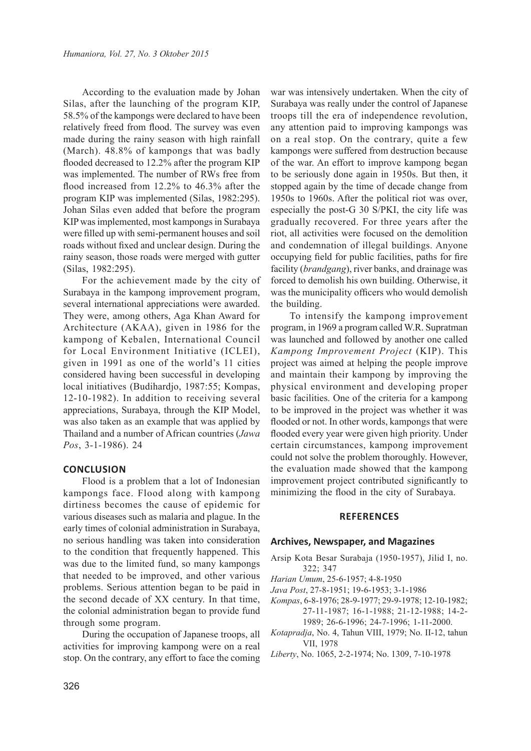According to the evaluation made by Johan Silas, after the launching of the program KIP, 58.5% of the kampongs were declared to have been relatively freed from flood. The survey was even made during the rainy season with high rainfall (March). 48.8% of kampongs that was badly flooded decreased to 12.2% after the program KIP was implemented. The number of RWs free from flood increased from 12.2% to 46.3% after the program KIP was implemented (Silas, 1982:295). Johan Silas even added that before the program KIP was implemented, most kampongs in Surabaya were filled up with semi-permanent houses and soil roads without fixed and unclear design. During the rainy season, those roads were merged with gutter (Silas, 1982:295).

For the achievement made by the city of Surabaya in the kampong improvement program, several international appreciations were awarded. They were, among others, Aga Khan Award for Architecture (AKAA), given in 1986 for the kampong of Kebalen, International Council for Local Environment Initiative (ICLEI), given in 1991 as one of the world's 11 cities considered having been successful in developing local initiatives (Budihardjo, 1987:55; Kompas, 12-10-1982). In addition to receiving several appreciations, Surabaya, through the KIP Model, was also taken as an example that was applied by Thailand and a number of African countries (*Jawa Pos*, 3-1-1986). 24

## CONCLUSION

Flood is a problem that a lot of Indonesian kampongs face. Flood along with kampong dirtiness becomes the cause of epidemic for various diseases such as malaria and plague. In the early times of colonial administration in Surabaya, no serious handling was taken into consideration to the condition that frequently happened. This was due to the limited fund, so many kampongs that needed to be improved, and other various problems. Serious attention began to be paid in the second decade of XX century. In that time, the colonial administration began to provide fund through some program.

During the occupation of Japanese troops, all activities for improving kampong were on a real stop. On the contrary, any effort to face the coming war was intensively undertaken. When the city of Surabaya was really under the control of Japanese troops till the era of independence revolution, any attention paid to improving kampongs was on a real stop. On the contrary, quite a few kampongs were suffered from destruction because of the war. An effort to improve kampong began to be seriously done again in 1950s. But then, it stopped again by the time of decade change from 1950s to 1960s. After the political riot was over, especially the post-G 30 S/PKI, the city life was gradually recovered. For three years after the riot, all activities were focused on the demolition and condemnation of illegal buildings. Anyone occupying field for public facilities, paths for fire facility (*brandgang*), river banks, and drainage was forced to demolish his own building. Otherwise, it was the municipality officers who would demolish the building.

To intensify the kampong improvement program, in 1969 a program called W.R. Supratman was launched and followed by another one called *Kampong Improvement Project* (KIP). This project was aimed at helping the people improve and maintain their kampong by improving the physical environment and developing proper basic facilities. One of the criteria for a kampong to be improved in the project was whether it was flooded or not. In other words, kampongs that were flooded every year were given high priority. Under certain circumstances, kampong improvement could not solve the problem thoroughly. However, the evaluation made showed that the kampong improvement project contributed significantly to minimizing the flood in the city of Surabaya.

## REFERENCES

### Archives, Newspaper, and Magazines

Arsip Kota Besar Surabaja (1950-1957), Jilid I, no. 322; 347

*Harian Umum*, 25-6-1957; 4-8-1950

*Java Post*, 27-8-1951; 19-6-1953; 3-1-1986

*Kompas*, 6-8-1976; 28-9-1977; 29-9-1978; 12-10-1982; 27-11-1987; 16-1-1988; 21-12-1988; 14-2-1989; 26-6-1996; 24-7-1996; 1-11-2000.

*Kotapradja*, No. 4, Tahun VIII, 1979; No. II-12, tahun VII, 1978

*Liberty*, No. 1065, 2-2-1974; No. 1309, 7-10-1978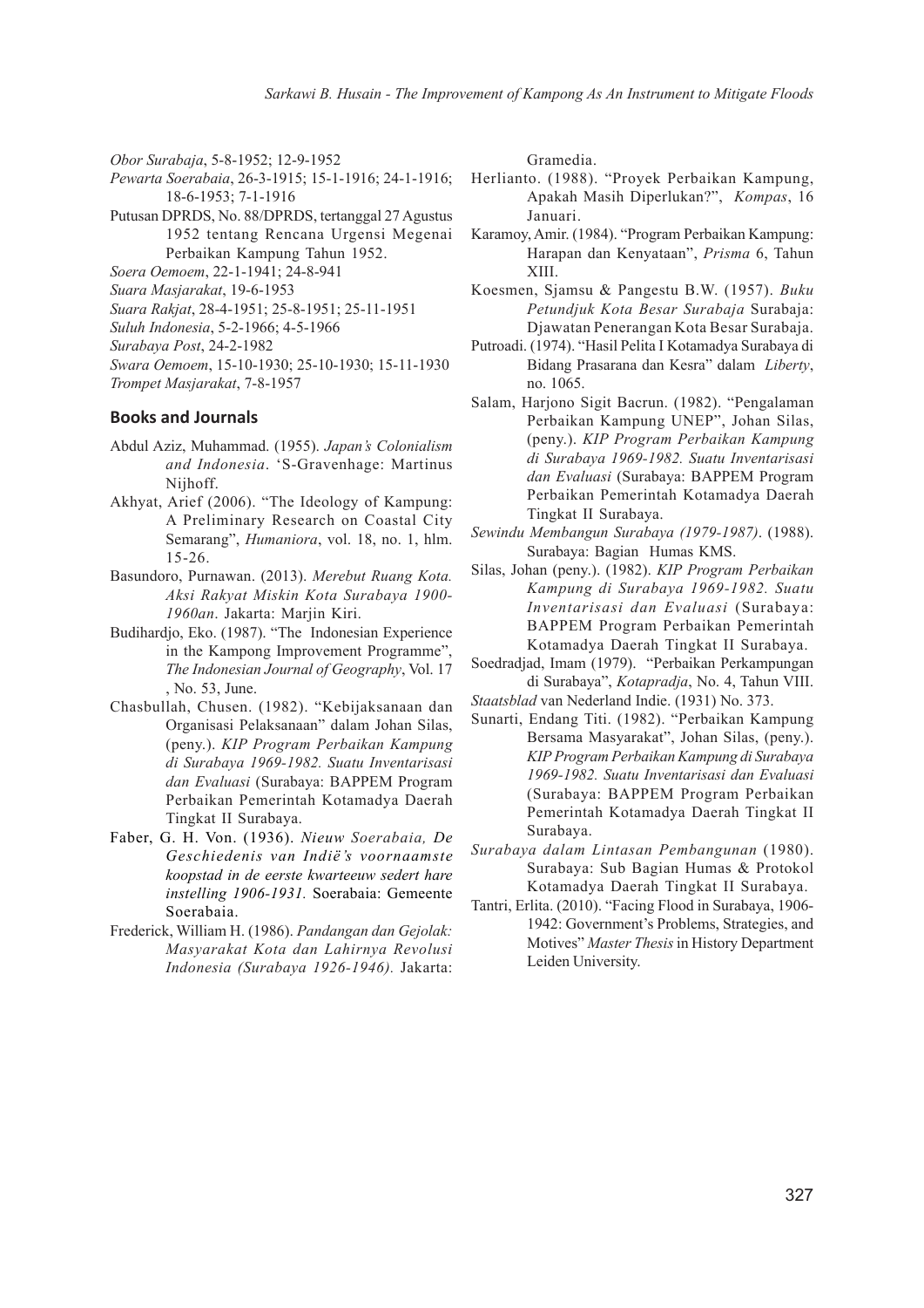*Obor Surabaja*, 5-8-1952; 12-9-1952

*Pewarta Soerabaia*, 26-3-1915; 15-1-1916; 24-1-1916; 18-6-1953; 7-1-1916

Putusan DPRDS, No. 88/DPRDS, tertanggal 27 Agustus 1952 tentang Rencana Urgensi Megenai Perbaikan Kampung Tahun 1952.

*Soera Oemoem*, 22-1-1941; 24-8-941

*Suara Masjarakat*, 19-6-1953

*Suara Rakjat*, 28-4-1951; 25-8-1951; 25-11-1951

*Suluh Indonesia*, 5-2-1966; 4-5-1966

*Surabaya Post*, 24-2-1982

*Swara Oemoem*, 15-10-1930; 25-10-1930; 15-11-1930

*Trompet Masjarakat*, 7-8-1957

## Books and Journals

Abdul Aziz, Muhammad. (1955). *Japan's Colonialism and Indonesia*. 'S-Gravenhage: Martinus Nijhoff.

Akhyat, Arief (2006). "The Ideology of Kampung: A Preliminary Research on Coastal City Semarang", *Humaniora*, vol. 18, no. 1, hlm. 15-26.

Basundoro, Purnawan. (2013). *Merebut Ruang Kota. Aksi Rakyat Miskin Kota Surabaya 1900-1960an*. Jakarta: Marjin Kiri.

Budihardjo, Eko. (1987). "The Indonesian Experience in the Kampong Improvement Programme", *The Indonesian Journal of Geography*, Vol. 17 , No. 53, June.

Chasbullah, Chusen. (1982). "Kebijaksanaan dan Organisasi Pelaksanaan" dalam Johan Silas, (peny.). *KIP Program Perbaikan Kampung di Surabaya 1969-1982. Suatu Inventarisasi dan Evaluasi* (Surabaya: BAPPEM Program Perbaikan Pemerintah Kotamadya Daerah Tingkat II Surabaya.

Faber, G. H. Von. (1936). *Nieuw Soerabaia, De Geschiedenis van Indië's voornaamste koopstad in de eerste kwarteeuw sedert hare instelling 1906-1931.* Soerabaia: Gemeente Soerabaia.

Frederick, William H. (1986). *Pandangan dan Gejolak: Masyarakat Kota dan Lahirnya Revolusi Indonesia (Surabaya 1926-1946).* Jakarta: Gramedia.

Herlianto. (1988). "Proyek Perbaikan Kampung, Apakah Masih Diperlukan?", *Kompas*, 16 Januari.

Karamoy, Amir. (1984). "Program Perbaikan Kampung: Harapan dan Kenyataan", *Prisma* 6, Tahun XIII.

Koesmen, Sjamsu & Pangestu B.W. (1957). *Buku Petundjuk Kota Besar Surabaja* Surabaja: Djawatan Penerangan Kota Besar Surabaja.

Putroadi. (1974). "Hasil Pelita I Kotamadya Surabaya di Bidang Prasarana dan Kesra" dalam *Liberty*, no. 1065.

Salam, Harjono Sigit Bacrun. (1982). "Pengalaman Perbaikan Kampung UNEP", Johan Silas, (peny.). *KIP Program Perbaikan Kampung di Surabaya 1969-1982. Suatu Inventarisasi dan Evaluasi* (Surabaya: BAPPEM Program Perbaikan Pemerintah Kotamadya Daerah Tingkat II Surabaya.

*Sewindu Membangun Surabaya (1979-1987)*. (1988). Surabaya: Bagian Humas KMS.

Silas, Johan (peny.). (1982). *KIP Program Perbaikan Kampung di Surabaya 1969-1982. Suatu Inventarisasi dan Evaluasi* (Surabaya: BAPPEM Program Perbaikan Pemerintah Kotamadya Daerah Tingkat II Surabaya.

Soedradjad, Imam (1979). "Perbaikan Perkampungan di Surabaya", *Kotapradja*, No. 4, Tahun VIII.

*Staatsblad* van Nederland Indie. (1931) No. 373.

Sunarti, Endang Titi. (1982). "Perbaikan Kampung Bersama Masyarakat", Johan Silas, (peny.). *KIP Program Perbaikan Kampung di Surabaya 1969-1982. Suatu Inventarisasi dan Evaluasi* (Surabaya: BAPPEM Program Perbaikan Pemerintah Kotamadya Daerah Tingkat II Surabaya.

*Surabaya dalam Lintasan Pembangunan* (1980). Surabaya: Sub Bagian Humas & Protokol Kotamadya Daerah Tingkat II Surabaya.

Tantri, Erlita. (2010). "Facing Flood in Surabaya, 1906-1942: Government's Problems, Strategies, and Motives" *Master Thesis* in History Department Leiden University.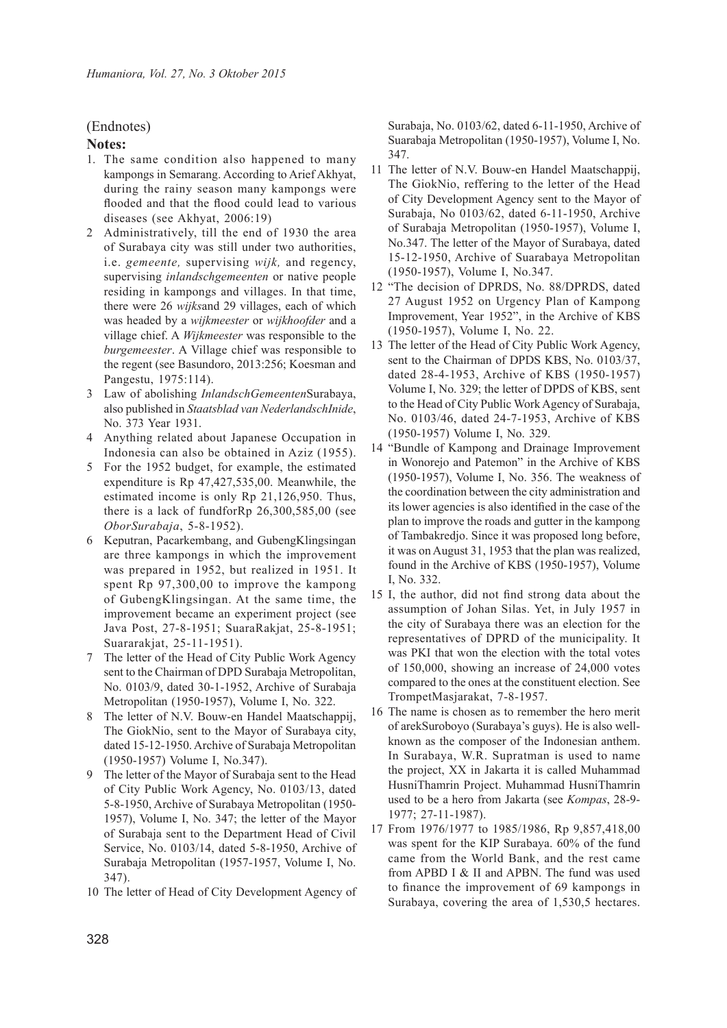(Endnotes)

**Notes:**

1. The same condition also happened to many kampongs in Semarang. According to Arief Akhyat, during the rainy season many kampongs were flooded and that the flood could lead to various diseases (see Akhyat, 2006:19)
2. Administratively, till the end of 1930 the area of Surabaya city was still under two authorities, i.e. *gemeente,* supervising *wijk,* and regency, supervising *inlandschgemeenten* or native people residing in kampongs and villages. In that time, there were 26 *wijks*and 29 villages, each of which was headed by a *wijkmeester* or *wijkhoofder* and a village chief. A *Wijkmeester* was responsible to the *burgemeester*. A Village chief was responsible to the regent (see Basundoro, 2013:256; Koesman and Pangestu, 1975:114).
3. Law of abolishing *InlandschGemeenten*Surabaya, also published in *Staatsblad van NederlandschInide*, No. 373 Year 1931.
4. Anything related about Japanese Occupation in Indonesia can also be obtained in Aziz (1955).
5. For the 1952 budget, for example, the estimated expenditure is Rp 47,427,535,00. Meanwhile, the estimated income is only Rp 21,126,950. Thus, there is a lack of fundforRp 26,300,585,00 (see *OborSurabaja*, 5-8-1952).
6. Keputran, Pacarkembang, and GubengKlingsingan are three kampongs in which the improvement was prepared in 1952, but realized in 1951. It spent Rp 97,300,00 to improve the kampong of GubengKlingsingan. At the same time, the improvement became an experiment project (see Java Post, 27-8-1951; SuaraRakjat, 25-8-1951; Suararakjat, 25-11-1951).
7. The letter of the Head of City Public Work Agency sent to the Chairman of DPD Surabaja Metropolitan, No. 0103/9, dated 30-1-1952, Archive of Surabaja Metropolitan (1950-1957), Volume I, No. 322.
8. The letter of N.V. Bouw-en Handel Maatschappij, The GiokNio, sent to the Mayor of Surabaya city, dated 15-12-1950. Archive of Surabaja Metropolitan (1950-1957) Volume I, No.347).
9. The letter of the Mayor of Surabaja sent to the Head of City Public Work Agency, No. 0103/13, dated 5-8-1950, Archive of Surabaya Metropolitan (1950-1957), Volume I, No. 347; the letter of the Mayor of Surabaja sent to the Department Head of Civil Service, No. 0103/14, dated 5-8-1950, Archive of Surabaja Metropolitan (1957-1957, Volume I, No. 347).
10. The letter of Head of City Development Agency of Surabaja, No. 0103/62, dated 6-11-1950, Archive of Suarabaja Metropolitan (1950-1957), Volume I, No. 347.
11. The letter of N.V. Bouw-en Handel Maatschappij, The GiokNio, reffering to the letter of the Head of City Development Agency sent to the Mayor of Surabaja, No 0103/62, dated 6-11-1950, Archive of Surabaja Metropolitan (1950-1957), Volume I, No.347. The letter of the Mayor of Surabaya, dated 15-12-1950, Archive of Suarabaya Metropolitan (1950-1957), Volume I, No.347.
12. "The decision of DPRDS, No. 88/DPRDS, dated 27 August 1952 on Urgency Plan of Kampong Improvement, Year 1952", in the Archive of KBS (1950-1957), Volume I, No. 22.
13. The letter of the Head of City Public Work Agency, sent to the Chairman of DPDS KBS, No. 0103/37, dated 28-4-1953, Archive of KBS (1950-1957) Volume I, No. 329; the letter of DPDS of KBS, sent to the Head of City Public Work Agency of Surabaja, No. 0103/46, dated 24-7-1953, Archive of KBS (1950-1957) Volume I, No. 329.
14. "Bundle of Kampong and Drainage Improvement in Wonorejo and Patemon" in the Archive of KBS (1950-1957), Volume I, No. 356. The weakness of the coordination between the city administration and its lower agencies is also identified in the case of the plan to improve the roads and gutter in the kampong of Tambakredjo. Since it was proposed long before, it was on August 31, 1953 that the plan was realized, found in the Archive of KBS (1950-1957), Volume I, No. 332.
15. I, the author, did not find strong data about the assumption of Johan Silas. Yet, in July 1957 in the city of Surabaya there was an election for the representatives of DPRD of the municipality. It was PKI that won the election with the total votes of 150,000, showing an increase of 24,000 votes compared to the ones at the constituent election. See TrompetMasjarakat, 7-8-1957.
16. The name is chosen as to remember the hero merit of arekSuroboyo (Surabaya's guys). He is also well-known as the composer of the Indonesian anthem. In Surabaya, W.R. Supratman is used to name the project, XX in Jakarta it is called Muhammad HusniThamrin Project. Muhammad HusniThamrin used to be a hero from Jakarta (see *Kompas*, 28-9-1977; 27-11-1987).
17. From 1976/1977 to 1985/1986, Rp 9,857,418,00 was spent for the KIP Surabaya. 60% of the fund came from the World Bank, and the rest came from APBD I & II and APBN. The fund was used to finance the improvement of 69 kampongs in Surabaya, covering the area of 1,530,5 hectares.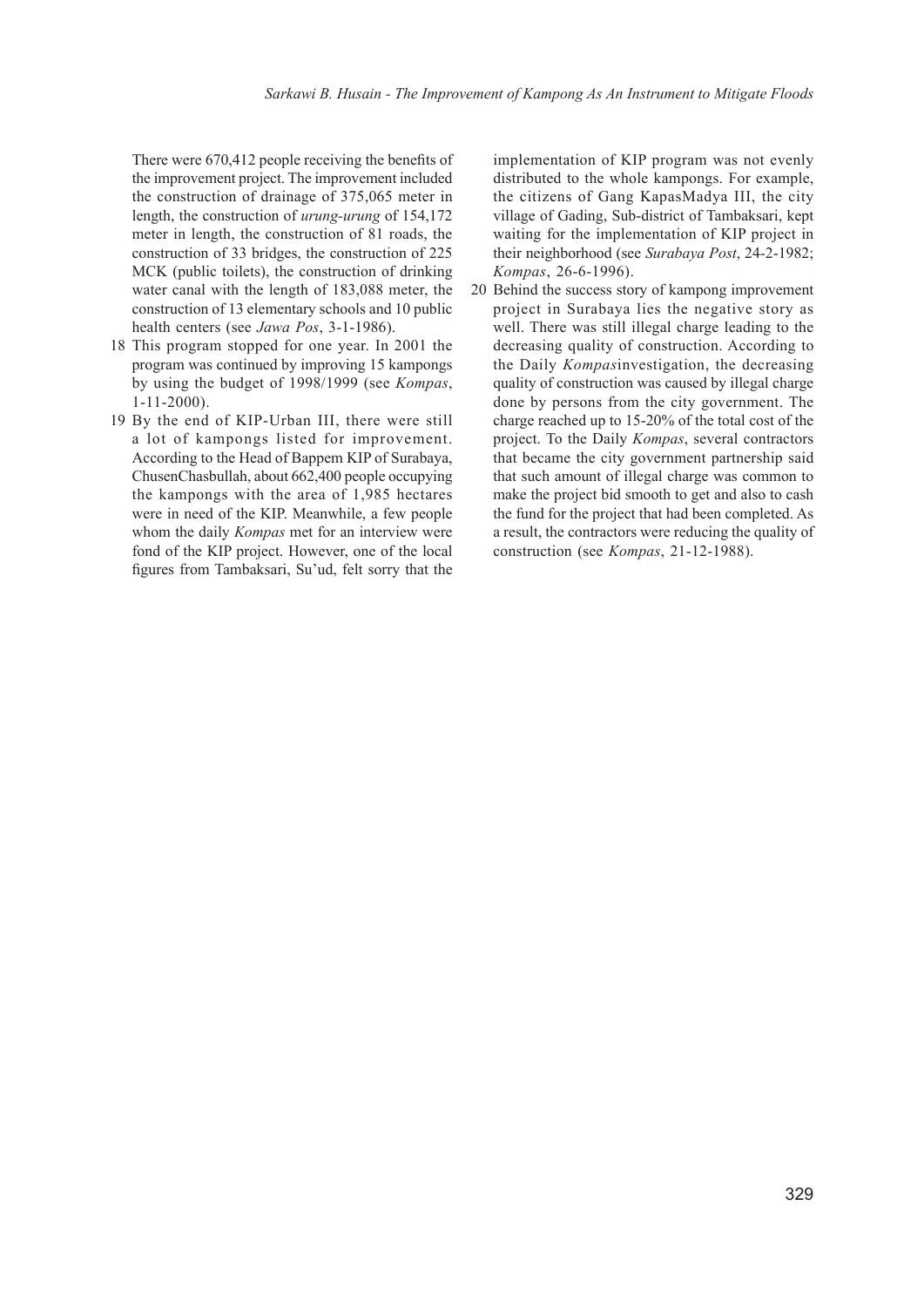There were 670,412 people receiving the benefits of the improvement project. The improvement included the construction of drainage of 375,065 meter in length, the construction of *urung-urung* of 154,172 meter in length, the construction of 81 roads, the construction of 33 bridges, the construction of 225 MCK (public toilets), the construction of drinking water canal with the length of 183,088 meter, the construction of 13 elementary schools and 10 public health centers (see *Jawa Pos*, 3-1-1986).

18 This program stopped for one year. In 2001 the program was continued by improving 15 kampongs by using the budget of 1998/1999 (see *Kompas*, 1-11-2000).

19 By the end of KIP-Urban III, there were still a lot of kampongs listed for improvement. According to the Head of Bappem KIP of Surabaya, ChusenChasbullah, about 662,400 people occupying the kampongs with the area of 1,985 hectares were in need of the KIP. Meanwhile, a few people whom the daily *Kompas* met for an interview were fond of the KIP project. However, one of the local figures from Tambaksari, Su'ud, felt sorry that the implementation of KIP program was not evenly distributed to the whole kampongs. For example, the citizens of Gang KapasMadya III, the city village of Gading, Sub-district of Tambaksari, kept waiting for the implementation of KIP project in their neighborhood (see *Surabaya Post*, 24-2-1982; *Kompas*, 26-6-1996).

20 Behind the success story of kampong improvement project in Surabaya lies the negative story as well. There was still illegal charge leading to the decreasing quality of construction. According to the Daily *Kompas*investigation, the decreasing quality of construction was caused by illegal charge done by persons from the city government. The charge reached up to 15-20% of the total cost of the project. To the Daily *Kompas*, several contractors that became the city government partnership said that such amount of illegal charge was common to make the project bid smooth to get and also to cash the fund for the project that had been completed. As a result, the contractors were reducing the quality of construction (see *Kompas*, 21-12-1988).